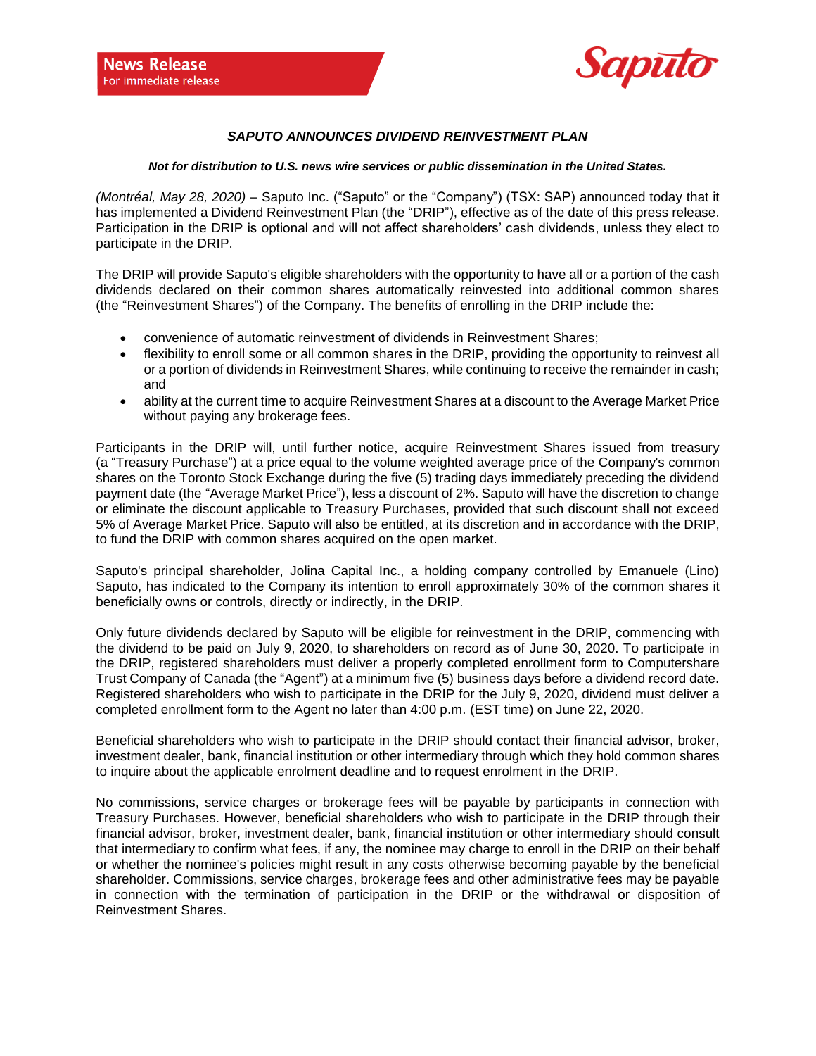**News Release**
For immediate release

Saputo

### *SAPUTO ANNOUNCES DIVIDEND REINVESTMENT PLAN*

***Not for distribution to U.S. news wire services or public dissemination in the United States.***

*(Montréal, May 28, 2020)* – Saputo Inc. ("Saputo" or the "Company") (TSX: SAP) announced today that it has implemented a Dividend Reinvestment Plan (the "DRIP"), effective as of the date of this press release. Participation in the DRIP is optional and will not affect shareholders' cash dividends, unless they elect to participate in the DRIP.

The DRIP will provide Saputo's eligible shareholders with the opportunity to have all or a portion of the cash dividends declared on their common shares automatically reinvested into additional common shares (the "Reinvestment Shares") of the Company. The benefits of enrolling in the DRIP include the:

- convenience of automatic reinvestment of dividends in Reinvestment Shares;
- flexibility to enroll some or all common shares in the DRIP, providing the opportunity to reinvest all or a portion of dividends in Reinvestment Shares, while continuing to receive the remainder in cash; and
- ability at the current time to acquire Reinvestment Shares at a discount to the Average Market Price without paying any brokerage fees.

Participants in the DRIP will, until further notice, acquire Reinvestment Shares issued from treasury (a "Treasury Purchase") at a price equal to the volume weighted average price of the Company's common shares on the Toronto Stock Exchange during the five (5) trading days immediately preceding the dividend payment date (the "Average Market Price"), less a discount of 2%. Saputo will have the discretion to change or eliminate the discount applicable to Treasury Purchases, provided that such discount shall not exceed 5% of Average Market Price. Saputo will also be entitled, at its discretion and in accordance with the DRIP, to fund the DRIP with common shares acquired on the open market.

Saputo's principal shareholder, Jolina Capital Inc., a holding company controlled by Emanuele (Lino) Saputo, has indicated to the Company its intention to enroll approximately 30% of the common shares it beneficially owns or controls, directly or indirectly, in the DRIP.

Only future dividends declared by Saputo will be eligible for reinvestment in the DRIP, commencing with the dividend to be paid on July 9, 2020, to shareholders on record as of June 30, 2020. To participate in the DRIP, registered shareholders must deliver a properly completed enrollment form to Computershare Trust Company of Canada (the "Agent") at a minimum five (5) business days before a dividend record date. Registered shareholders who wish to participate in the DRIP for the July 9, 2020, dividend must deliver a completed enrollment form to the Agent no later than 4:00 p.m. (EST time) on June 22, 2020.

Beneficial shareholders who wish to participate in the DRIP should contact their financial advisor, broker, investment dealer, bank, financial institution or other intermediary through which they hold common shares to inquire about the applicable enrolment deadline and to request enrolment in the DRIP.

No commissions, service charges or brokerage fees will be payable by participants in connection with Treasury Purchases. However, beneficial shareholders who wish to participate in the DRIP through their financial advisor, broker, investment dealer, bank, financial institution or other intermediary should consult that intermediary to confirm what fees, if any, the nominee may charge to enroll in the DRIP on their behalf or whether the nominee's policies might result in any costs otherwise becoming payable by the beneficial shareholder. Commissions, service charges, brokerage fees and other administrative fees may be payable in connection with the termination of participation in the DRIP or the withdrawal or disposition of Reinvestment Shares.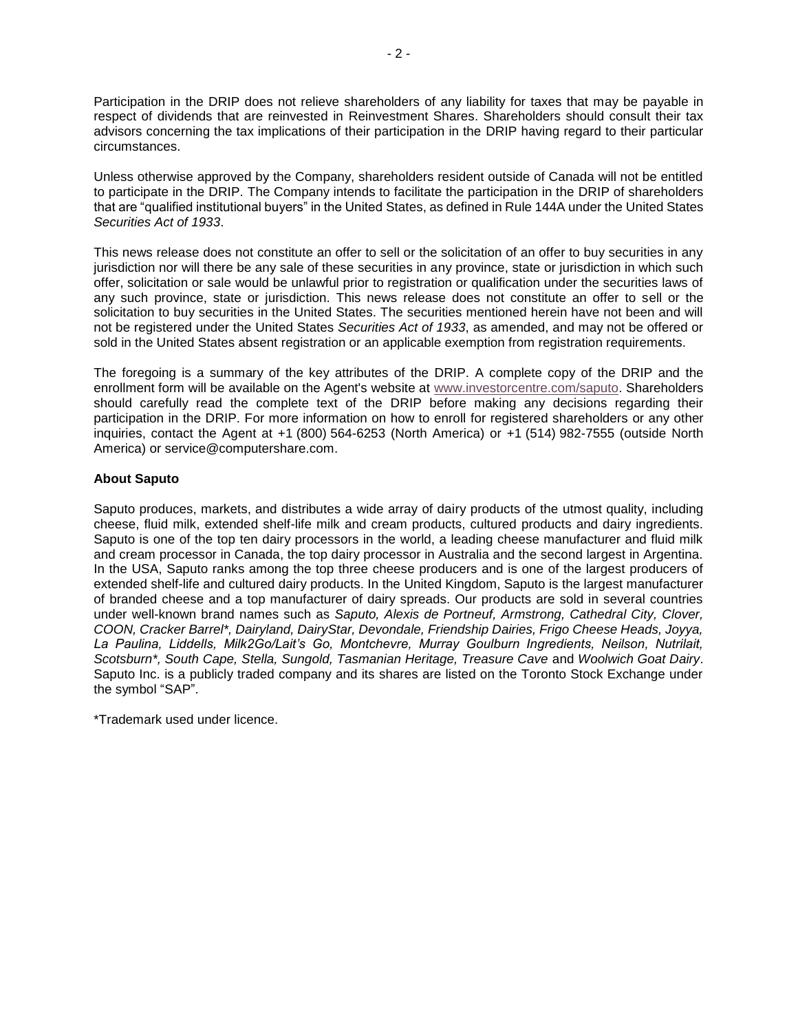Participation in the DRIP does not relieve shareholders of any liability for taxes that may be payable in respect of dividends that are reinvested in Reinvestment Shares. Shareholders should consult their tax advisors concerning the tax implications of their participation in the DRIP having regard to their particular circumstances.

Unless otherwise approved by the Company, shareholders resident outside of Canada will not be entitled to participate in the DRIP. The Company intends to facilitate the participation in the DRIP of shareholders that are "qualified institutional buyers" in the United States, as defined in Rule 144A under the United States *Securities Act of 1933*.

This news release does not constitute an offer to sell or the solicitation of an offer to buy securities in any jurisdiction nor will there be any sale of these securities in any province, state or jurisdiction in which such offer, solicitation or sale would be unlawful prior to registration or qualification under the securities laws of any such province, state or jurisdiction. This news release does not constitute an offer to sell or the solicitation to buy securities in the United States. The securities mentioned herein have not been and will not be registered under the United States *Securities Act of 1933*, as amended, and may not be offered or sold in the United States absent registration or an applicable exemption from registration requirements.

The foregoing is a summary of the key attributes of the DRIP. A complete copy of the DRIP and the enrollment form will be available on the Agent's website at www.investorcentre.com/saputo. Shareholders should carefully read the complete text of the DRIP before making any decisions regarding their participation in the DRIP. For more information on how to enroll for registered shareholders or any other inquiries, contact the Agent at +1 (800) 564-6253 (North America) or +1 (514) 982-7555 (outside North America) or service@computershare.com.

**About Saputo**

Saputo produces, markets, and distributes a wide array of dairy products of the utmost quality, including cheese, fluid milk, extended shelf-life milk and cream products, cultured products and dairy ingredients. Saputo is one of the top ten dairy processors in the world, a leading cheese manufacturer and fluid milk and cream processor in Canada, the top dairy processor in Australia and the second largest in Argentina. In the USA, Saputo ranks among the top three cheese producers and is one of the largest producers of extended shelf-life and cultured dairy products. In the United Kingdom, Saputo is the largest manufacturer of branded cheese and a top manufacturer of dairy spreads. Our products are sold in several countries under well-known brand names such as *Saputo, Alexis de Portneuf, Armstrong, Cathedral City, Clover, COON, Cracker Barrel*, Dairyland, DairyStar, Devondale, Friendship Dairies, Frigo Cheese Heads, Joyya, La Paulina, Liddells, Milk2Go/Lait's Go, Montchevre, Murray Goulburn Ingredients, Neilson, Nutrilait, Scotsburn*, South Cape, Stella, Sungold, Tasmanian Heritage, Treasure Cave* and *Woolwich Goat Dairy*. Saputo Inc. is a publicly traded company and its shares are listed on the Toronto Stock Exchange under the symbol "SAP".

*Trademark used under licence.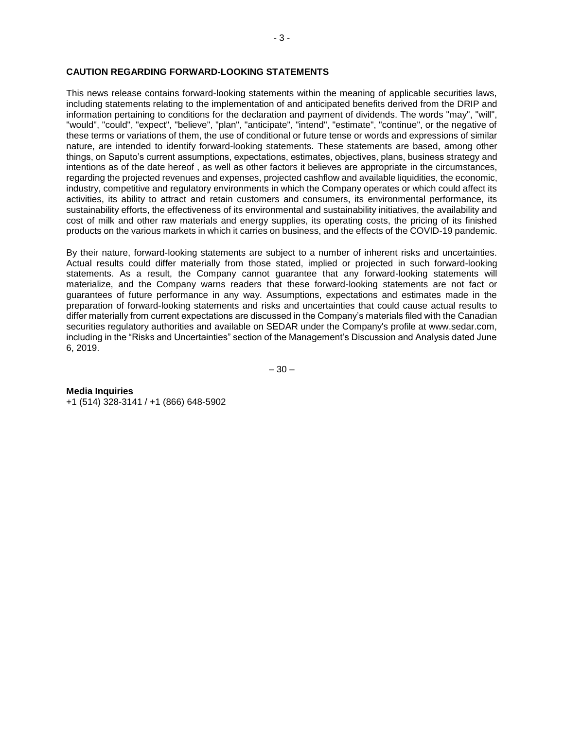## CAUTION REGARDING FORWARD-LOOKING STATEMENTS

This news release contains forward-looking statements within the meaning of applicable securities laws, including statements relating to the implementation of and anticipated benefits derived from the DRIP and information pertaining to conditions for the declaration and payment of dividends. The words "may", "will", "would", "could", "expect", "believe", "plan", "anticipate", "intend", "estimate", "continue", or the negative of these terms or variations of them, the use of conditional or future tense or words and expressions of similar nature, are intended to identify forward-looking statements. These statements are based, among other things, on Saputo's current assumptions, expectations, estimates, objectives, plans, business strategy and intentions as of the date hereof , as well as other factors it believes are appropriate in the circumstances, regarding the projected revenues and expenses, projected cashflow and available liquidities, the economic, industry, competitive and regulatory environments in which the Company operates or which could affect its activities, its ability to attract and retain customers and consumers, its environmental performance, its sustainability efforts, the effectiveness of its environmental and sustainability initiatives, the availability and cost of milk and other raw materials and energy supplies, its operating costs, the pricing of its finished products on the various markets in which it carries on business, and the effects of the COVID-19 pandemic.

By their nature, forward-looking statements are subject to a number of inherent risks and uncertainties. Actual results could differ materially from those stated, implied or projected in such forward-looking statements. As a result, the Company cannot guarantee that any forward-looking statements will materialize, and the Company warns readers that these forward-looking statements are not fact or guarantees of future performance in any way. Assumptions, expectations and estimates made in the preparation of forward-looking statements and risks and uncertainties that could cause actual results to differ materially from current expectations are discussed in the Company's materials filed with the Canadian securities regulatory authorities and available on SEDAR under the Company's profile at www.sedar.com, including in the "Risks and Uncertainties" section of the Management's Discussion and Analysis dated June 6, 2019.

– 30 –

**Media Inquiries**
+1 (514) 328-3141 / +1 (866) 648-5902